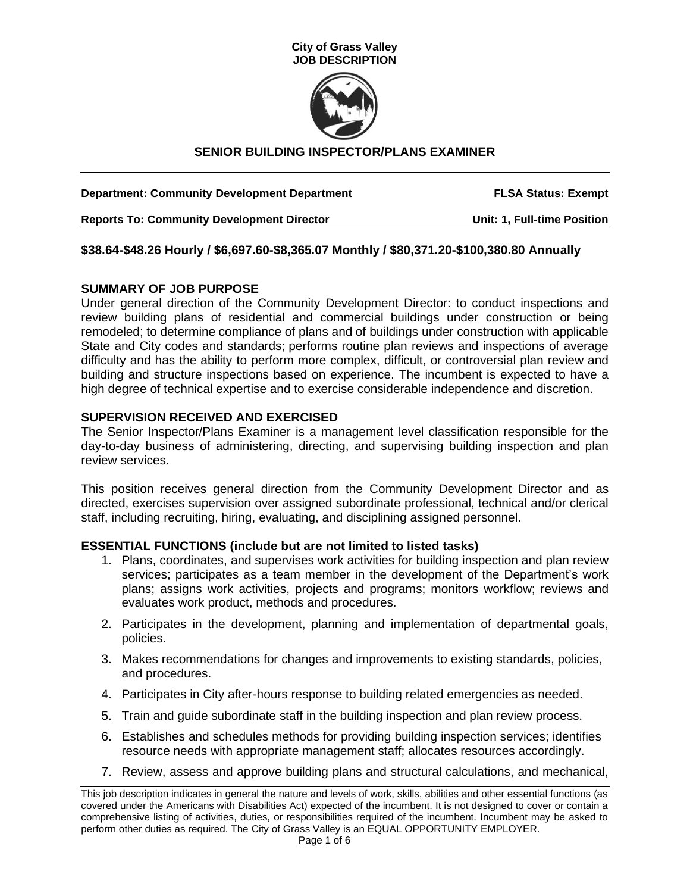**City of Grass Valley**
**JOB DESCRIPTION**

# SENIOR BUILDING INSPECTOR/PLANS EXAMINER

**Department: Community Development Department** **FLSA Status: Exempt**

**Reports To: Community Development Director** **Unit: 1, Full-time Position**

**$38.64-$48.26 Hourly / $6,697.60-$8,365.07 Monthly / $80,371.20-$100,380.80 Annually**

## SUMMARY OF JOB PURPOSE

Under general direction of the Community Development Director: to conduct inspections and review building plans of residential and commercial buildings under construction or being remodeled; to determine compliance of plans and of buildings under construction with applicable State and City codes and standards; performs routine plan reviews and inspections of average difficulty and has the ability to perform more complex, difficult, or controversial plan review and building and structure inspections based on experience. The incumbent is expected to have a high degree of technical expertise and to exercise considerable independence and discretion.

## SUPERVISION RECEIVED AND EXERCISED

The Senior Inspector/Plans Examiner is a management level classification responsible for the day-to-day business of administering, directing, and supervising building inspection and plan review services.

This position receives general direction from the Community Development Director and as directed, exercises supervision over assigned subordinate professional, technical and/or clerical staff, including recruiting, hiring, evaluating, and disciplining assigned personnel.

## ESSENTIAL FUNCTIONS (include but are not limited to listed tasks)

1. Plans, coordinates, and supervises work activities for building inspection and plan review services; participates as a team member in the development of the Department's work plans; assigns work activities, projects and programs; monitors workflow; reviews and evaluates work product, methods and procedures.
2. Participates in the development, planning and implementation of departmental goals, policies.
3. Makes recommendations for changes and improvements to existing standards, policies, and procedures.
4. Participates in City after-hours response to building related emergencies as needed.
5. Train and guide subordinate staff in the building inspection and plan review process.
6. Establishes and schedules methods for providing building inspection services; identifies resource needs with appropriate management staff; allocates resources accordingly.
7. Review, assess and approve building plans and structural calculations, and mechanical,

This job description indicates in general the nature and levels of work, skills, abilities and other essential functions (as covered under the Americans with Disabilities Act) expected of the incumbent. It is not designed to cover or contain a comprehensive listing of activities, duties, or responsibilities required of the incumbent. Incumbent may be asked to perform other duties as required. The City of Grass Valley is an EQUAL OPPORTUNITY EMPLOYER.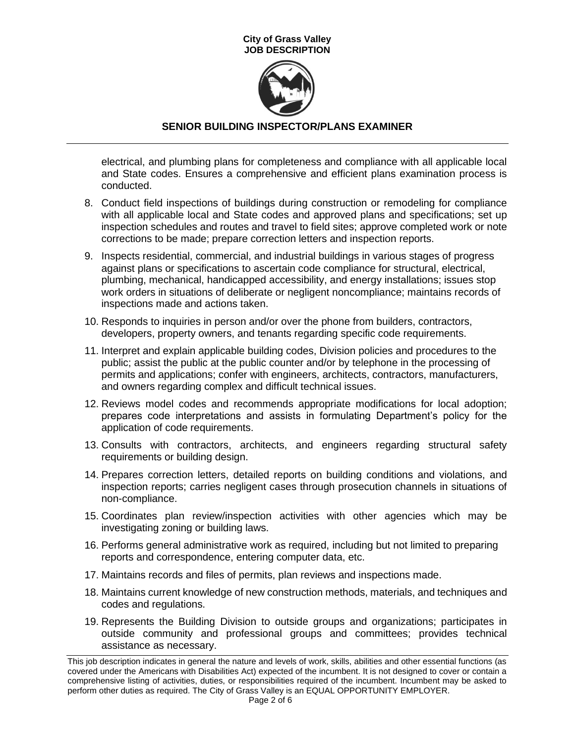electrical, and plumbing plans for completeness and compliance with all applicable local and State codes. Ensures a comprehensive and efficient plans examination process is conducted.

8. Conduct field inspections of buildings during construction or remodeling for compliance with all applicable local and State codes and approved plans and specifications; set up inspection schedules and routes and travel to field sites; approve completed work or note corrections to be made; prepare correction letters and inspection reports.
9. Inspects residential, commercial, and industrial buildings in various stages of progress against plans or specifications to ascertain code compliance for structural, electrical, plumbing, mechanical, handicapped accessibility, and energy installations; issues stop work orders in situations of deliberate or negligent noncompliance; maintains records of inspections made and actions taken.
10. Responds to inquiries in person and/or over the phone from builders, contractors, developers, property owners, and tenants regarding specific code requirements.
11. Interpret and explain applicable building codes, Division policies and procedures to the public; assist the public at the public counter and/or by telephone in the processing of permits and applications; confer with engineers, architects, contractors, manufacturers, and owners regarding complex and difficult technical issues.
12. Reviews model codes and recommends appropriate modifications for local adoption; prepares code interpretations and assists in formulating Department's policy for the application of code requirements.
13. Consults with contractors, architects, and engineers regarding structural safety requirements or building design.
14. Prepares correction letters, detailed reports on building conditions and violations, and inspection reports; carries negligent cases through prosecution channels in situations of non-compliance.
15. Coordinates plan review/inspection activities with other agencies which may be investigating zoning or building laws.
16. Performs general administrative work as required, including but not limited to preparing reports and correspondence, entering computer data, etc.
17. Maintains records and files of permits, plan reviews and inspections made.
18. Maintains current knowledge of new construction methods, materials, and techniques and codes and regulations.
19. Represents the Building Division to outside groups and organizations; participates in outside community and professional groups and committees; provides technical assistance as necessary.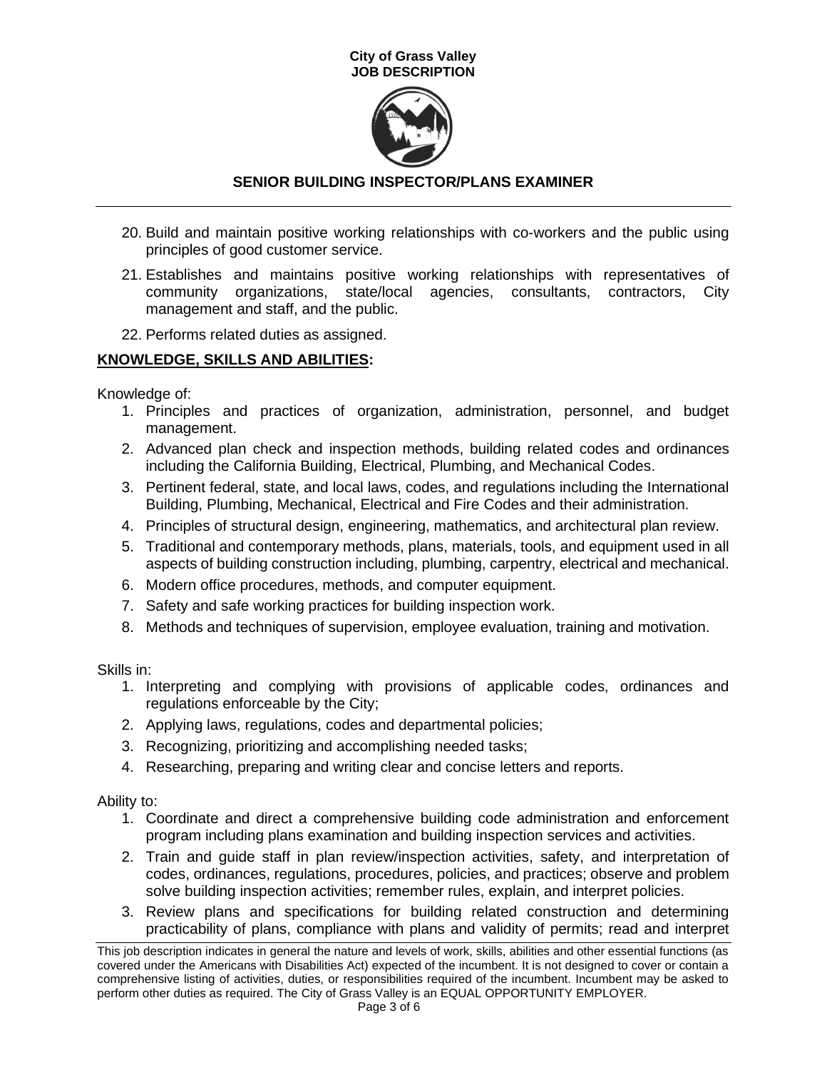20. Build and maintain positive working relationships with co-workers and the public using principles of good customer service.
21. Establishes and maintains positive working relationships with representatives of community organizations, state/local agencies, consultants, contractors, City management and staff, and the public.
22. Performs related duties as assigned.

**KNOWLEDGE, SKILLS AND ABILITIES:**

Knowledge of:

1. Principles and practices of organization, administration, personnel, and budget management.
2. Advanced plan check and inspection methods, building related codes and ordinances including the California Building, Electrical, Plumbing, and Mechanical Codes.
3. Pertinent federal, state, and local laws, codes, and regulations including the International Building, Plumbing, Mechanical, Electrical and Fire Codes and their administration.
4. Principles of structural design, engineering, mathematics, and architectural plan review.
5. Traditional and contemporary methods, plans, materials, tools, and equipment used in all aspects of building construction including, plumbing, carpentry, electrical and mechanical.
6. Modern office procedures, methods, and computer equipment.
7. Safety and safe working practices for building inspection work.
8. Methods and techniques of supervision, employee evaluation, training and motivation.

Skills in:

1. Interpreting and complying with provisions of applicable codes, ordinances and regulations enforceable by the City;
2. Applying laws, regulations, codes and departmental policies;
3. Recognizing, prioritizing and accomplishing needed tasks;
4. Researching, preparing and writing clear and concise letters and reports.

Ability to:

1. Coordinate and direct a comprehensive building code administration and enforcement program including plans examination and building inspection services and activities.
2. Train and guide staff in plan review/inspection activities, safety, and interpretation of codes, ordinances, regulations, procedures, policies, and practices; observe and problem solve building inspection activities; remember rules, explain, and interpret policies.
3. Review plans and specifications for building related construction and determining practicability of plans, compliance with plans and validity of permits; read and interpret

This job description indicates in general the nature and levels of work, skills, abilities and other essential functions (as covered under the Americans with Disabilities Act) expected of the incumbent. It is not designed to cover or contain a comprehensive listing of activities, duties, or responsibilities required of the incumbent. Incumbent may be asked to perform other duties as required. The City of Grass Valley is an EQUAL OPPORTUNITY EMPLOYER.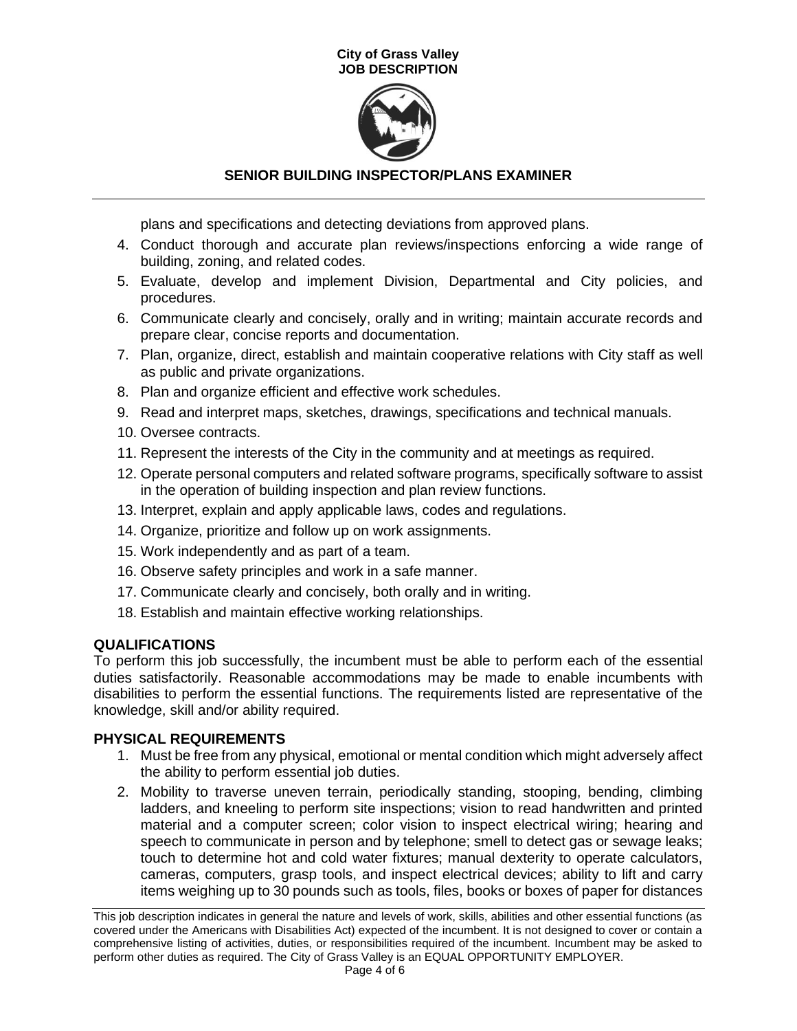plans and specifications and detecting deviations from approved plans.

4. Conduct thorough and accurate plan reviews/inspections enforcing a wide range of building, zoning, and related codes.
5. Evaluate, develop and implement Division, Departmental and City policies, and procedures.
6. Communicate clearly and concisely, orally and in writing; maintain accurate records and prepare clear, concise reports and documentation.
7. Plan, organize, direct, establish and maintain cooperative relations with City staff as well as public and private organizations.
8. Plan and organize efficient and effective work schedules.
9. Read and interpret maps, sketches, drawings, specifications and technical manuals.
10. Oversee contracts.
11. Represent the interests of the City in the community and at meetings as required.
12. Operate personal computers and related software programs, specifically software to assist in the operation of building inspection and plan review functions.
13. Interpret, explain and apply applicable laws, codes and regulations.
14. Organize, prioritize and follow up on work assignments.
15. Work independently and as part of a team.
16. Observe safety principles and work in a safe manner.
17. Communicate clearly and concisely, both orally and in writing.
18. Establish and maintain effective working relationships.

## QUALIFICATIONS

To perform this job successfully, the incumbent must be able to perform each of the essential duties satisfactorily. Reasonable accommodations may be made to enable incumbents with disabilities to perform the essential functions. The requirements listed are representative of the knowledge, skill and/or ability required.

## PHYSICAL REQUIREMENTS

1. Must be free from any physical, emotional or mental condition which might adversely affect the ability to perform essential job duties.
2. Mobility to traverse uneven terrain, periodically standing, stooping, bending, climbing ladders, and kneeling to perform site inspections; vision to read handwritten and printed material and a computer screen; color vision to inspect electrical wiring; hearing and speech to communicate in person and by telephone; smell to detect gas or sewage leaks; touch to determine hot and cold water fixtures; manual dexterity to operate calculators, cameras, computers, grasp tools, and inspect electrical devices; ability to lift and carry items weighing up to 30 pounds such as tools, files, books or boxes of paper for distances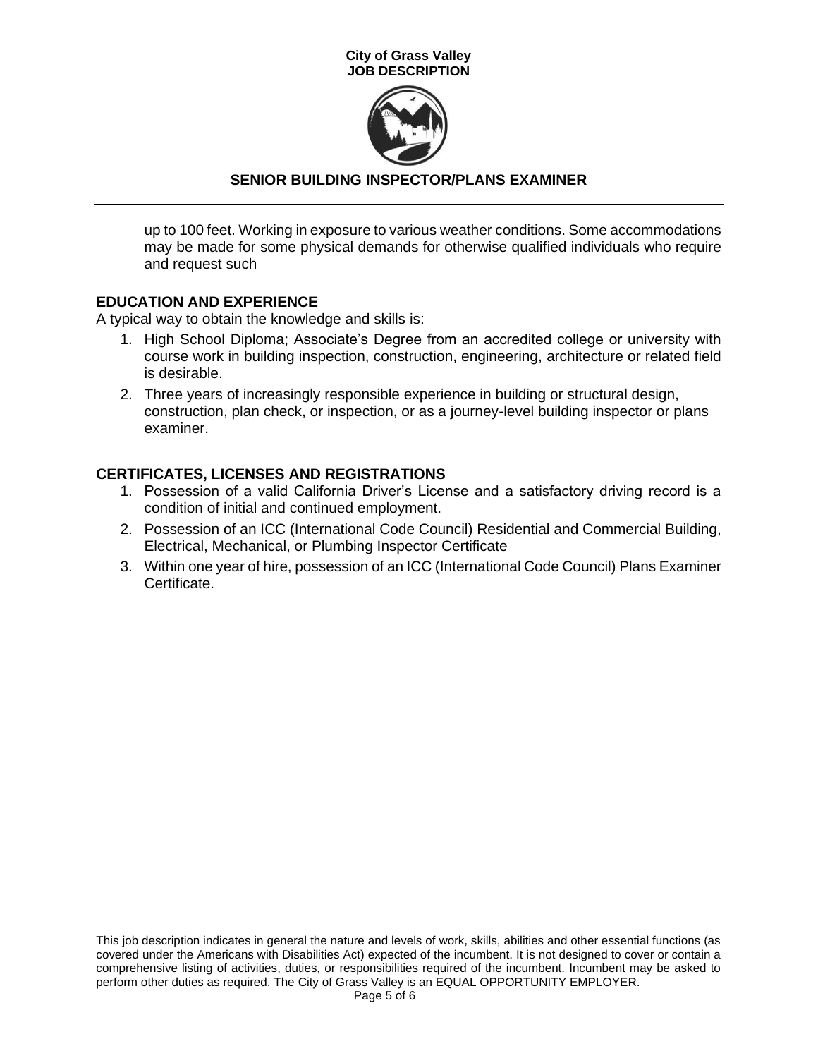up to 100 feet. Working in exposure to various weather conditions. Some accommodations may be made for some physical demands for otherwise qualified individuals who require and request such

## EDUCATION AND EXPERIENCE

A typical way to obtain the knowledge and skills is:

1. High School Diploma; Associate's Degree from an accredited college or university with course work in building inspection, construction, engineering, architecture or related field is desirable.
2. Three years of increasingly responsible experience in building or structural design, construction, plan check, or inspection, or as a journey-level building inspector or plans examiner.

## CERTIFICATES, LICENSES AND REGISTRATIONS

1. Possession of a valid California Driver's License and a satisfactory driving record is a condition of initial and continued employment.
2. Possession of an ICC (International Code Council) Residential and Commercial Building, Electrical, Mechanical, or Plumbing Inspector Certificate
3. Within one year of hire, possession of an ICC (International Code Council) Plans Examiner Certificate.

This job description indicates in general the nature and levels of work, skills, abilities and other essential functions (as covered under the Americans with Disabilities Act) expected of the incumbent. It is not designed to cover or contain a comprehensive listing of activities, duties, or responsibilities required of the incumbent. Incumbent may be asked to perform other duties as required. The City of Grass Valley is an EQUAL OPPORTUNITY EMPLOYER.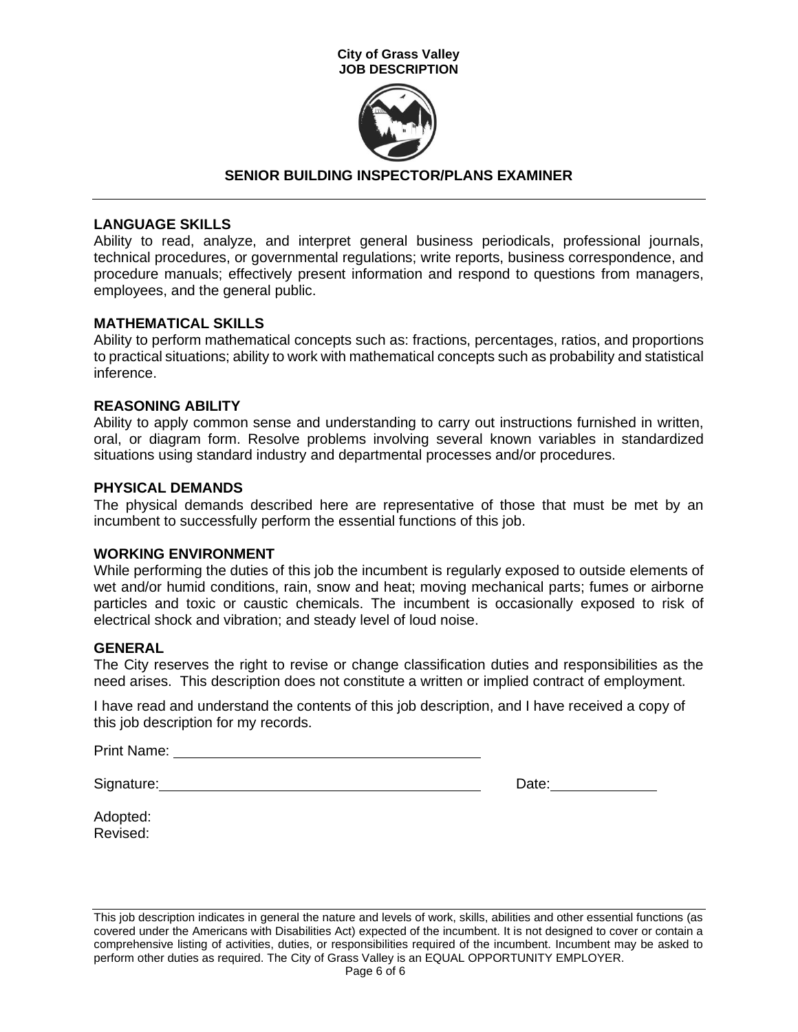## LANGUAGE SKILLS

Ability to read, analyze, and interpret general business periodicals, professional journals, technical procedures, or governmental regulations; write reports, business correspondence, and procedure manuals; effectively present information and respond to questions from managers, employees, and the general public.

## MATHEMATICAL SKILLS

Ability to perform mathematical concepts such as: fractions, percentages, ratios, and proportions to practical situations; ability to work with mathematical concepts such as probability and statistical inference.

## REASONING ABILITY

Ability to apply common sense and understanding to carry out instructions furnished in written, oral, or diagram form. Resolve problems involving several known variables in standardized situations using standard industry and departmental processes and/or procedures.

## PHYSICAL DEMANDS

The physical demands described here are representative of those that must be met by an incumbent to successfully perform the essential functions of this job.

## WORKING ENVIRONMENT

While performing the duties of this job the incumbent is regularly exposed to outside elements of wet and/or humid conditions, rain, snow and heat; moving mechanical parts; fumes or airborne particles and toxic or caustic chemicals. The incumbent is occasionally exposed to risk of electrical shock and vibration; and steady level of loud noise.

## GENERAL

The City reserves the right to revise or change classification duties and responsibilities as the need arises. This description does not constitute a written or implied contract of employment.

I have read and understand the contents of this job description, and I have received a copy of this job description for my records.

Print Name: ______________________________

Signature: ______________________________ Date: ____________

Adopted:
Revised:

This job description indicates in general the nature and levels of work, skills, abilities and other essential functions (as covered under the Americans with Disabilities Act) expected of the incumbent. It is not designed to cover or contain a comprehensive listing of activities, duties, or responsibilities required of the incumbent. Incumbent may be asked to perform other duties as required. The City of Grass Valley is an EQUAL OPPORTUNITY EMPLOYER.